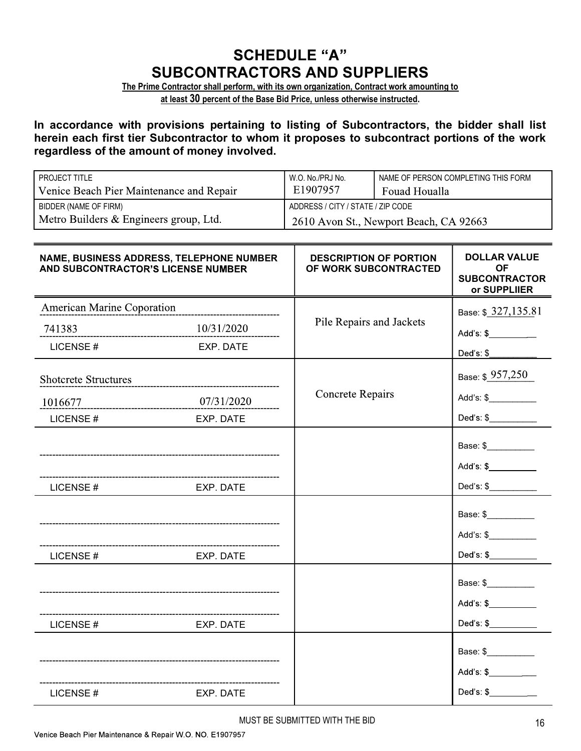# SCHEDULE "A"
# SUBCONTRACTORS AND SUPPLIERS

**The Prime Contractor shall perform, with its own organization, Contract work amounting to at least 30 percent of the Base Bid Price, unless otherwise instructed.**

**In accordance with provisions pertaining to listing of Subcontractors, the bidder shall list herein each first tier Subcontractor to whom it proposes to subcontract portions of the work regardless of the amount of money involved.**

| PROJECT TITLE | W.O. No./PRJ No. | NAME OF PERSON COMPLETING THIS FORM |
|---|---|---|
| Venice Beach Pier Maintenance and Repair | E1907957 | Fouad Houalla |
| **BIDDER (NAME OF FIRM)** | **ADDRESS / CITY / STATE / ZIP CODE** | |
| Metro Builders & Engineers group, Ltd. | 2610 Avon St., Newport Beach, CA 92663 | |

| NAME, BUSINESS ADDRESS, TELEPHONE NUMBER AND SUBCONTRACTOR'S LICENSE NUMBER | DESCRIPTION OF PORTION OF WORK SUBCONTRACTED | DOLLAR VALUE OF SUBCONTRACTOR or SUPPLIIER |
|---|---|---|
| American Marine Coporation<br>741383 10/31/2020<br>LICENSE # EXP. DATE | Pile Repairs and Jackets | Base: $ 327,135.81<br>Add's: $<br>Ded's: $ |
| Shotcrete Structures<br>1016677 07/31/2020<br>LICENSE # EXP. DATE | Concrete Repairs | Base: $ 957,250<br>Add's: $<br>Ded's: $ |
| LICENSE # EXP. DATE | | Base: $<br>Add's: $<br>Ded's: $ |
| LICENSE # EXP. DATE | | Base: $<br>Add's: $<br>Ded's: $ |
| LICENSE # EXP. DATE | | Base: $<br>Add's: $<br>Ded's: $ |
| LICENSE # EXP. DATE | | Base: $<br>Add's: $<br>Ded's: $ |

MUST BE SUBMITTED WITH THE BID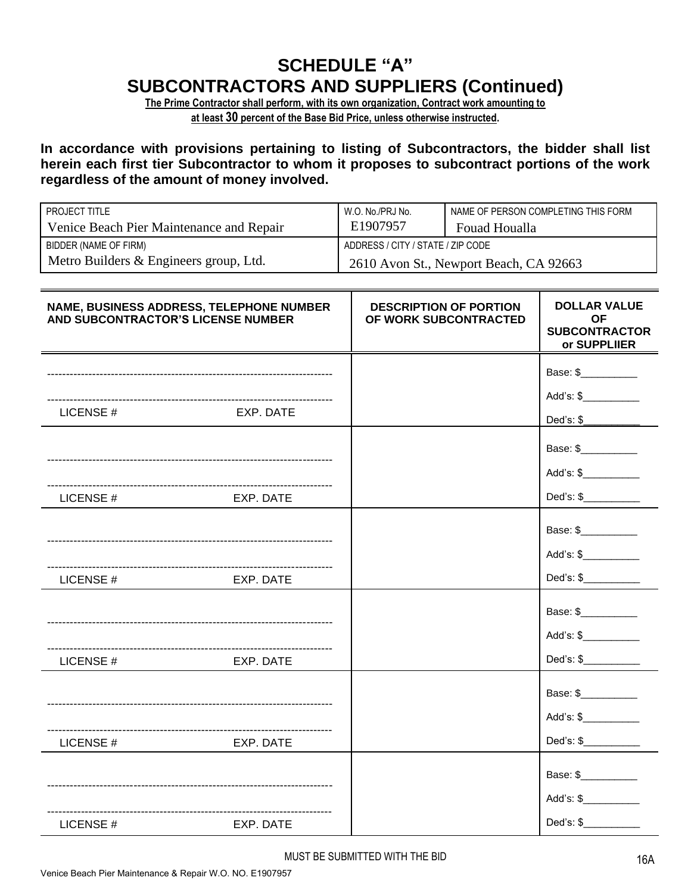# SCHEDULE "A"
# SUBCONTRACTORS AND SUPPLIERS (Continued)

**The Prime Contractor shall perform, with its own organization, Contract work amounting to at least 30 percent of the Base Bid Price, unless otherwise instructed.**

**In accordance with provisions pertaining to listing of Subcontractors, the bidder shall list herein each first tier Subcontractor to whom it proposes to subcontract portions of the work regardless of the amount of money involved.**

| PROJECT TITLE | W.O. No./PRJ No. | NAME OF PERSON COMPLETING THIS FORM |
|---|---|---|
| Venice Beach Pier Maintenance and Repair | E1907957 | Fouad Houalla |
| BIDDER (NAME OF FIRM) | ADDRESS / CITY / STATE / ZIP CODE | |
| Metro Builders & Engineers group, Ltd. | 2610 Avon St., Newport Beach, CA 92663 | |

| NAME, BUSINESS ADDRESS, TELEPHONE NUMBER AND SUBCONTRACTOR'S LICENSE NUMBER | DESCRIPTION OF PORTION OF WORK SUBCONTRACTED | DOLLAR VALUE OF SUBCONTRACTOR or SUPPLIIER |
|---|---|---|
| ---------- <br> ---------- <br> LICENSE # EXP. DATE | | Base: $__________ <br> Add's: $__________ <br> Ded's: $__________ |
| ---------- <br> ---------- <br> LICENSE # EXP. DATE | | Base: $__________ <br> Add's: $__________ <br> Ded's: $__________ |
| ---------- <br> ---------- <br> LICENSE # EXP. DATE | | Base: $__________ <br> Add's: $__________ <br> Ded's: $__________ |
| ---------- <br> ---------- <br> LICENSE # EXP. DATE | | Base: $__________ <br> Add's: $__________ <br> Ded's: $__________ |
| ---------- <br> ---------- <br> LICENSE # EXP. DATE | | Base: $__________ <br> Add's: $__________ <br> Ded's: $__________ |
| ---------- <br> ---------- <br> LICENSE # EXP. DATE | | Base: $__________ <br> Add's: $__________ <br> Ded's: $__________ |

MUST BE SUBMITTED WITH THE BID